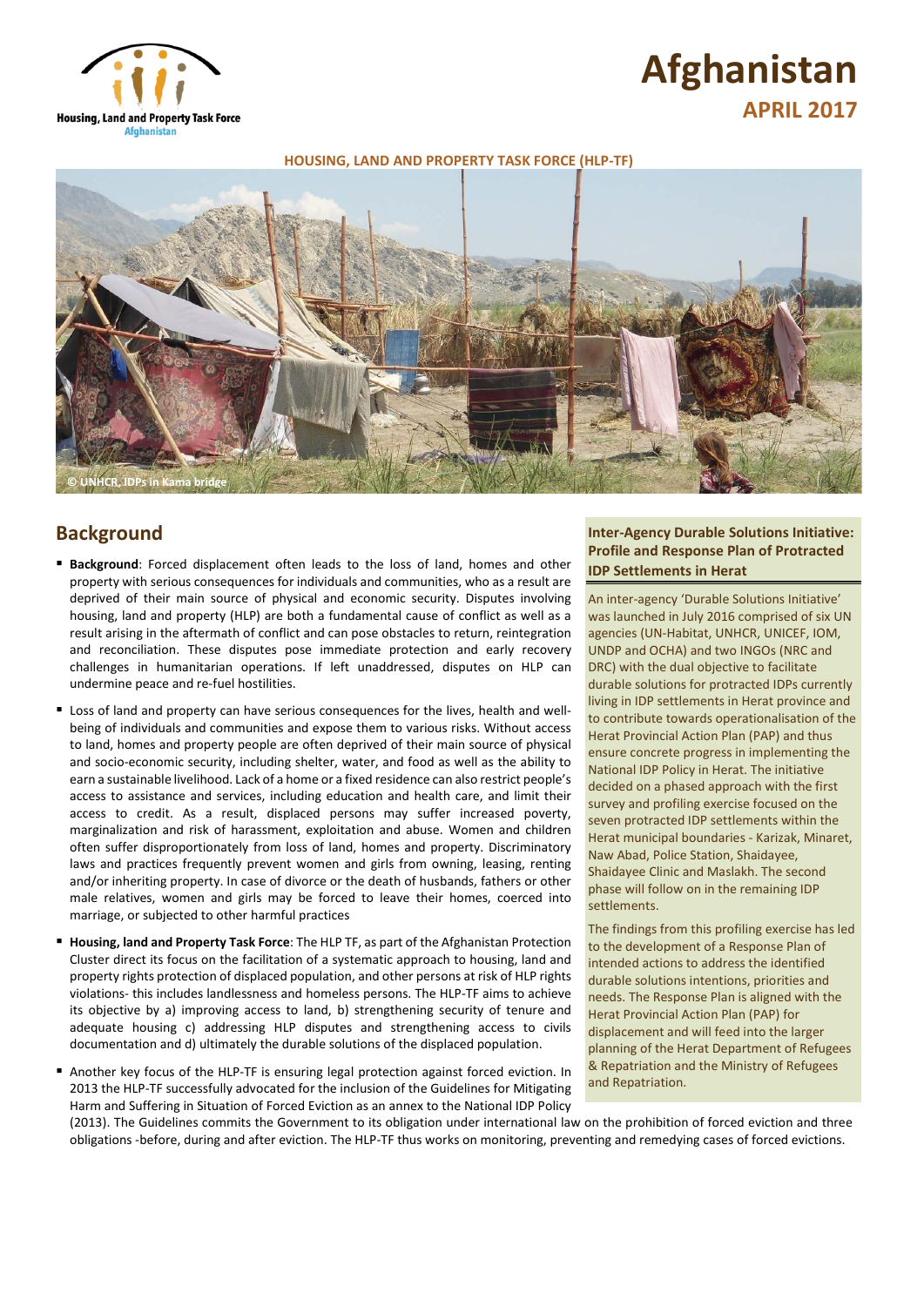Housing, Land and Property Task Force
Afghanistan

# Afghanistan

## APRIL 2017

HOUSING, LAND AND PROPERTY TASK FORCE (HLP-TF)

© UNHCR, IDPs in Kama bridge

## Background

- **Background**: Forced displacement often leads to the loss of land, homes and other property with serious consequences for individuals and communities, who as a result are deprived of their main source of physical and economic security. Disputes involving housing, land and property (HLP) are both a fundamental cause of conflict as well as a result arising in the aftermath of conflict and can pose obstacles to return, reintegration and reconciliation. These disputes pose immediate protection and early recovery challenges in humanitarian operations. If left unaddressed, disputes on HLP can undermine peace and re-fuel hostilities.
- Loss of land and property can have serious consequences for the lives, health and well-being of individuals and communities and expose them to various risks. Without access to land, homes and property people are often deprived of their main source of physical and socio-economic security, including shelter, water, and food as well as the ability to earn a sustainable livelihood. Lack of a home or a fixed residence can also restrict people's access to assistance and services, including education and health care, and limit their access to credit. As a result, displaced persons may suffer increased poverty, marginalization and risk of harassment, exploitation and abuse. Women and children often suffer disproportionately from loss of land, homes and property. Discriminatory laws and practices frequently prevent women and girls from owning, leasing, renting and/or inheriting property. In case of divorce or the death of husbands, fathers or other male relatives, women and girls may be forced to leave their homes, coerced into marriage, or subjected to other harmful practices
- **Housing, land and Property Task Force**: The HLP TF, as part of the Afghanistan Protection Cluster direct its focus on the facilitation of a systematic approach to housing, land and property rights protection of displaced population, and other persons at risk of HLP rights violations- this includes landlessness and homeless persons. The HLP-TF aims to achieve its objective by a) improving access to land, b) strengthening security of tenure and adequate housing c) addressing HLP disputes and strengthening access to civils documentation and d) ultimately the durable solutions of the displaced population.
- Another key focus of the HLP-TF is ensuring legal protection against forced eviction. In 2013 the HLP-TF successfully advocated for the inclusion of the Guidelines for Mitigating Harm and Suffering in Situation of Forced Eviction as an annex to the National IDP Policy (2013). The Guidelines commits the Government to its obligation under international law on the prohibition of forced eviction and three obligations -before, during and after eviction. The HLP-TF thus works on monitoring, preventing and remedying cases of forced evictions.

### Inter-Agency Durable Solutions Initiative: Profile and Response Plan of Protracted IDP Settlements in Herat

An inter-agency 'Durable Solutions Initiative' was launched in July 2016 comprised of six UN agencies (UN-Habitat, UNHCR, UNICEF, IOM, UNDP and OCHA) and two INGOs (NRC and DRC) with the dual objective to facilitate durable solutions for protracted IDPs currently living in IDP settlements in Herat province and to contribute towards operationalisation of the Herat Provincial Action Plan (PAP) and thus ensure concrete progress in implementing the National IDP Policy in Herat. The initiative decided on a phased approach with the first survey and profiling exercise focused on the seven protracted IDP settlements within the Herat municipal boundaries - Karizak, Minaret, Naw Abad, Police Station, Shaidayee, Shaidayee Clinic and Maslakh. The second phase will follow on in the remaining IDP settlements.

The findings from this profiling exercise has led to the development of a Response Plan of intended actions to address the identified durable solutions intentions, priorities and needs. The Response Plan is aligned with the Herat Provincial Action Plan (PAP) for displacement and will feed into the larger planning of the Herat Department of Refugees & Repatriation and the Ministry of Refugees and Repatriation.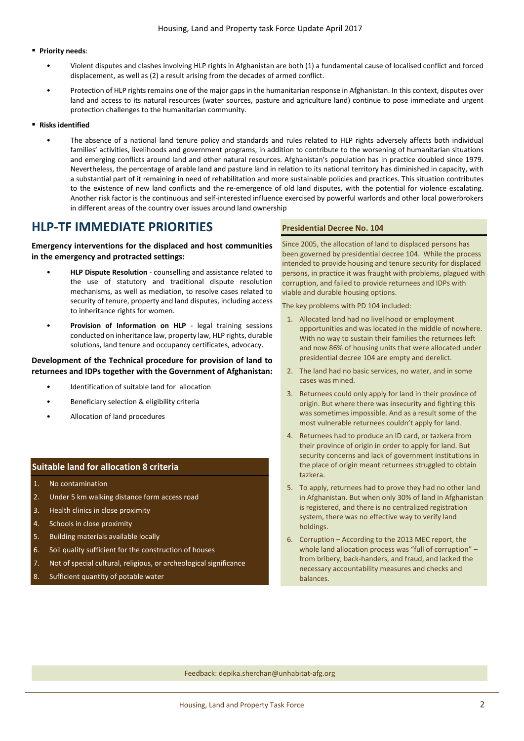- **Priority needs**:
  - Violent disputes and clashes involving HLP rights in Afghanistan are both (1) a fundamental cause of localised conflict and forced displacement, as well as (2) a result arising from the decades of armed conflict.
  - Protection of HLP rights remains one of the major gaps in the humanitarian response in Afghanistan. In this context, disputes over land and access to its natural resources (water sources, pasture and agriculture land) continue to pose immediate and urgent protection challenges to the humanitarian community.
- **Risks identified**
  - The absence of a national land tenure policy and standards and rules related to HLP rights adversely affects both individual families' activities, livelihoods and government programs, in addition to contribute to the worsening of humanitarian situations and emerging conflicts around land and other natural resources. Afghanistan's population has in practice doubled since 1979. Nevertheless, the percentage of arable land and pasture land in relation to its national territory has diminished in capacity, with a substantial part of it remaining in need of rehabilitation and more sustainable policies and practices. This situation contributes to the existence of new land conflicts and the re-emergence of old land disputes, with the potential for violence escalating. Another risk factor is the continuous and self-interested influence exercised by powerful warlords and other local powerbrokers in different areas of the country over issues around land ownership

## HLP-TF IMMEDIATE PRIORITIES

**Emergency interventions for the displaced and host communities in the emergency and protracted settings:**

- **HLP Dispute Resolution** - counselling and assistance related to the use of statutory and traditional dispute resolution mechanisms, as well as mediation, to resolve cases related to security of tenure, property and land disputes, including access to inheritance rights for women.
- **Provision of Information on HLP** - legal training sessions conducted on inheritance law, property law, HLP rights, durable solutions, land tenure and occupancy certificates, advocacy.

**Development of the Technical procedure for provision of land to returnees and IDPs together with the Government of Afghanistan:**

- Identification of suitable land for allocation
- Beneficiary selection & eligibility criteria
- Allocation of land procedures

### Suitable land for allocation 8 criteria

1. No contamination
2. Under 5 km walking distance form access road
3. Health clinics in close proximity
4. Schools in close proximity
5. Building materials available locally
6. Soil quality sufficient for the construction of houses
7. Not of special cultural, religious, or archeological significance
8. Sufficient quantity of potable water

### Presidential Decree No. 104

Since 2005, the allocation of land to displaced persons has been governed by presidential decree 104. While the process intended to provide housing and tenure security for displaced persons, in practice it was fraught with problems, plagued with corruption, and failed to provide returnees and IDPs with viable and durable housing options.

The key problems with PD 104 included:

1. Allocated land had no livelihood or employment opportunities and was located in the middle of nowhere. With no way to sustain their families the returnees left and now 86% of housing units that were allocated under presidential decree 104 are empty and derelict.
2. The land had no basic services, no water, and in some cases was mined.
3. Returnees could only apply for land in their province of origin. But where there was insecurity and fighting this was sometimes impossible. And as a result some of the most vulnerable returnees couldn't apply for land.
4. Returnees had to produce an ID card, or tazkera from their province of origin in order to apply for land. But security concerns and lack of government institutions in the place of origin meant returnees struggled to obtain tazkera.
5. To apply, returnees had to prove they had no other land in Afghanistan. But when only 30% of land in Afghanistan is registered, and there is no centralized registration system, there was no effective way to verify land holdings.
6. Corruption – According to the 2013 MEC report, the whole land allocation process was "full of corruption" – from bribery, back-handers, and fraud, and lacked the necessary accountability measures and checks and balances.

Feedback: depika.sherchan@unhabitat-afg.org